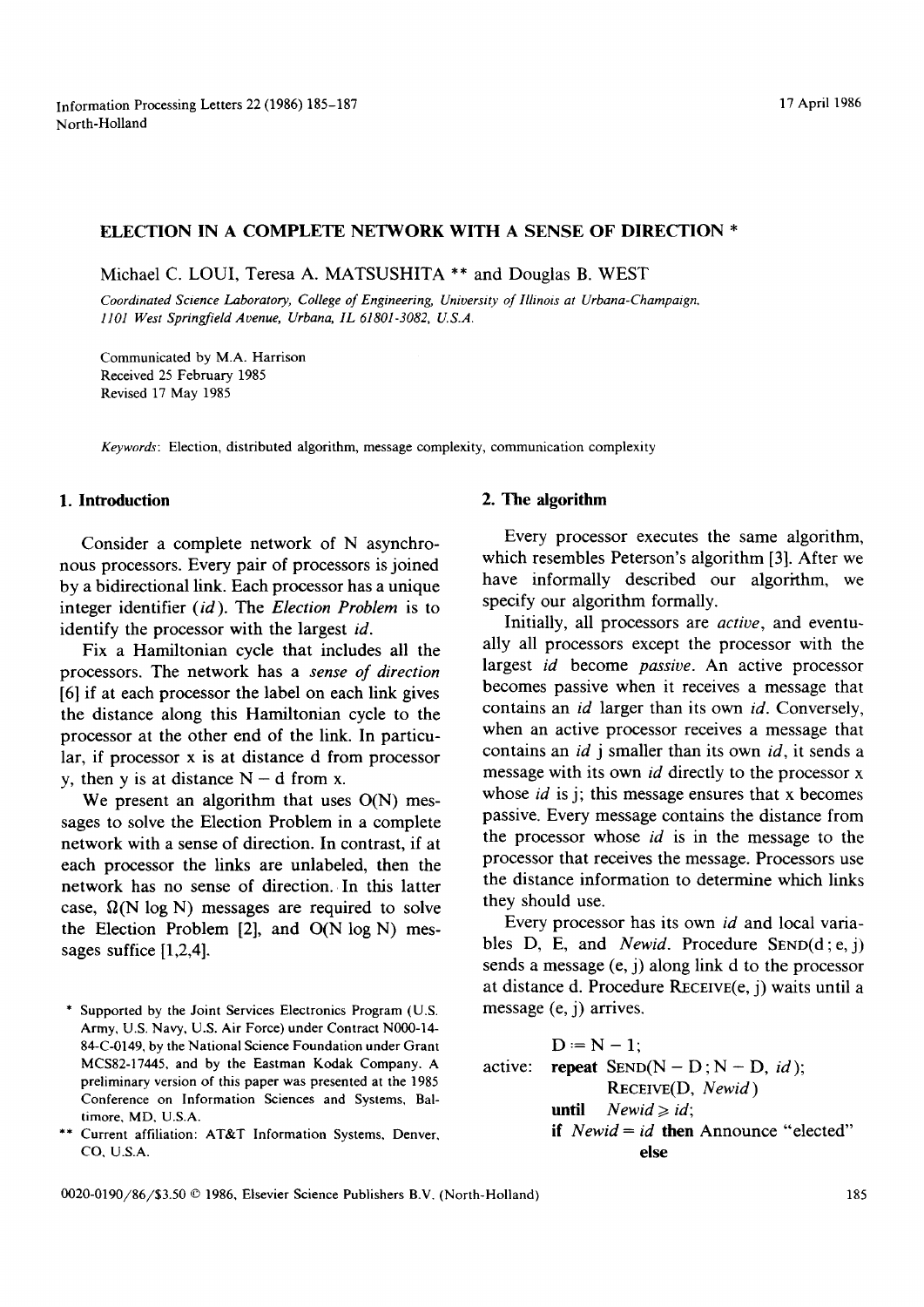# ELECTION IN A COMPLETE NETWORK WITH A SENSE OF DIRECTION *

Michael C. LOUI, Teresa A. MATSUSHITA ** and Douglas B. WEST

*Coordinated Science Laboratory, College of Engineering, University of Illinois at Urbana-Champaign, 1101 West Springfield Avenue, Urbana, IL 61801-3082, U.S.A.*

Communicated by M.A. Harrison
Received 25 February 1985
Revised 17 May 1985

*Keywords*: Election, distributed algorithm, message complexity, communication complexity

## 1. Introduction

Consider a complete network of N asynchronous processors. Every pair of processors is joined by a bidirectional link. Each processor has a unique integer identifier (*id*). The *Election Problem* is to identify the processor with the largest *id*.

Fix a Hamiltonian cycle that includes all the processors. The network has a *sense of direction* [6] if at each processor the label on each link gives the distance along this Hamiltonian cycle to the processor at the other end of the link. In particular, if processor x is at distance d from processor y, then y is at distance N − d from x.

We present an algorithm that uses O(N) messages to solve the Election Problem in a complete network with a sense of direction. In contrast, if at each processor the links are unlabeled, then the network has no sense of direction. In this latter case, $\Omega(N \log N)$ messages are required to solve the Election Problem [2], and O(N log N) messages suffice [1,2,4].

\* Supported by the Joint Services Electronics Program (U.S. Army, U.S. Navy, U.S. Air Force) under Contract N000-14-84-C-0149, by the National Science Foundation under Grant MCS82-17445, and by the Eastman Kodak Company. A preliminary version of this paper was presented at the 1985 Conference on Information Sciences and Systems, Baltimore, MD, U.S.A.

\*\* Current affiliation: AT&T Information Systems, Denver, CO, U.S.A.

## 2. The algorithm

Every processor executes the same algorithm, which resembles Peterson's algorithm [3]. After we have informally described our algorithm, we specify our algorithm formally.

Initially, all processors are *active*, and eventually all processors except the processor with the largest *id* become *passive*. An active processor becomes passive when it receives a message that contains an *id* larger than its own *id*. Conversely, when an active processor receives a message that contains an *id* j smaller than its own *id*, it sends a message with its own *id* directly to the processor x whose *id* is j; this message ensures that x becomes passive. Every message contains the distance from the processor whose *id* is in the message to the processor that receives the message. Processors use the distance information to determine which links they should use.

Every processor has its own *id* and local variables D, E, and *Newid*. Procedure SEND(d ; e, j) sends a message (e, j) along link d to the processor at distance d. Procedure RECEIVE(e, j) waits until a message (e, j) arrives.

```
        D := N − 1;
active: repeat SEND(N − D ; N − D, id);
               RECEIVE(D, Newid)
        until  Newid ≥ id;
        if Newid = id then Announce "elected"
               else
```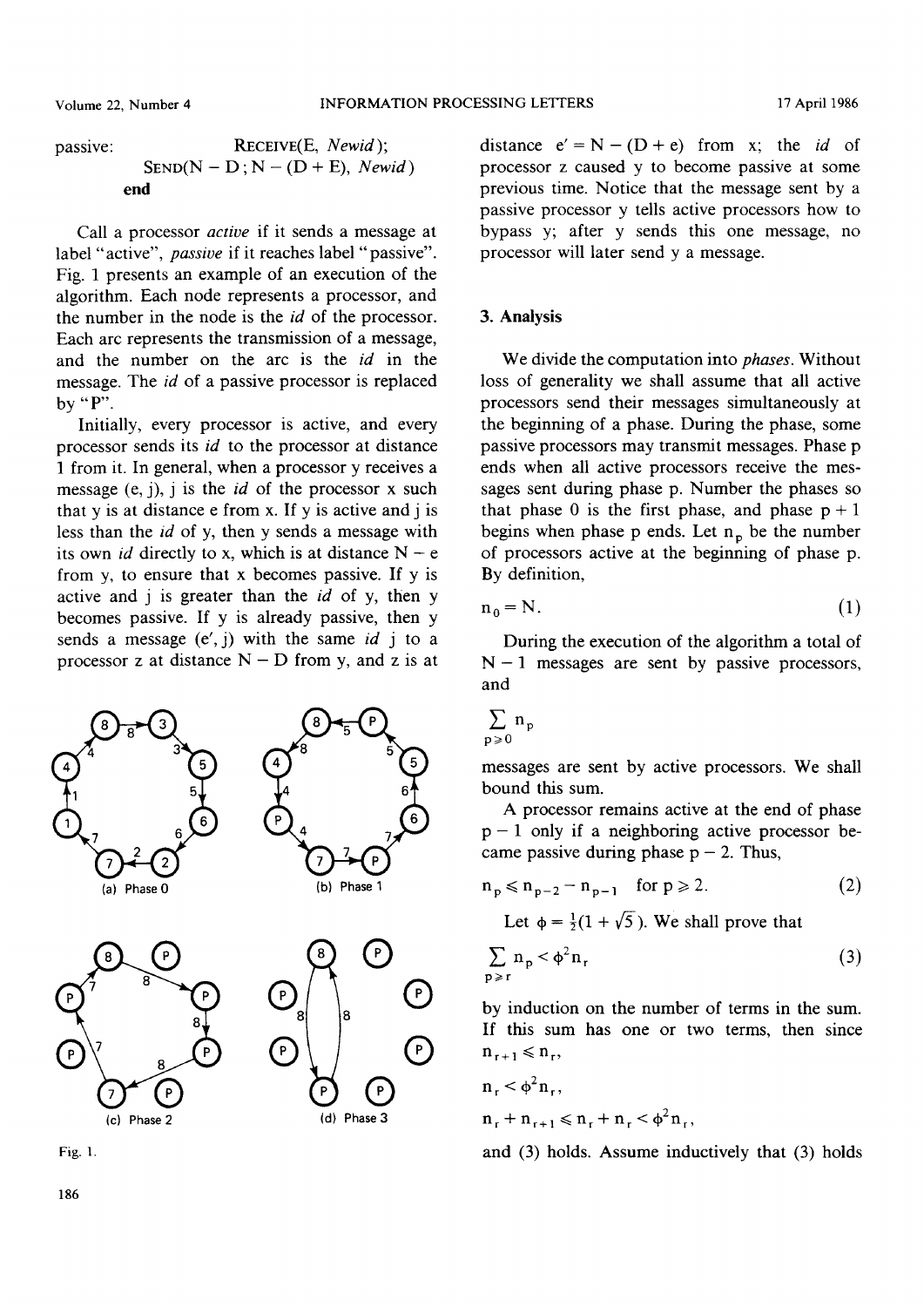```
passive:              RECEIVE(E, Newid);
              SEND(N − D ; N − (D + E), Newid)
        end
```

Call a processor *active* if it sends a message at label "active", *passive* if it reaches label "passive". Fig. 1 presents an example of an execution of the algorithm. Each node represents a processor, and the number in the node is the *id* of the processor. Each arc represents the transmission of a message, and the number on the arc is the *id* in the message. The *id* of a passive processor is replaced by "P".

Initially, every processor is active, and every processor sends its *id* to the processor at distance 1 from it. In general, when a processor y receives a message (e, j), j is the *id* of the processor x such that y is at distance e from x. If y is active and j is less than the *id* of y, then y sends a message with its own *id* directly to x, which is at distance $N - e$ from y, to ensure that x becomes passive. If y is active and j is greater than the *id* of y, then y becomes passive. If y is already passive, then y sends a message (e′, j) with the same *id* j to a processor z at distance $N - D$ from y, and z is at distance $e' = N - (D + e)$ from x; the *id* of processor z caused y to become passive at some previous time. Notice that the message sent by a passive processor y tells active processors how to bypass y; after y sends this one message, no processor will later send y a message.

(a) Phase 0 (b) Phase 1 (c) Phase 2 (d) Phase 3

Fig. 1.

## 3. Analysis

We divide the computation into *phases*. Without loss of generality we shall assume that all active processors send their messages simultaneously at the beginning of a phase. During the phase, some passive processors may transmit messages. Phase p ends when all active processors receive the messages sent during phase p. Number the phases so that phase 0 is the first phase, and phase $p + 1$ begins when phase p ends. Let $n_p$ be the number of processors active at the beginning of phase p. By definition,

$$n_0 = N. \tag{1}$$

During the execution of the algorithm a total of $N - 1$ messages are sent by passive processors, and

$$\sum_{p \geq 0} n_p$$

messages are sent by active processors. We shall bound this sum.

A processor remains active at the end of phase $p - 1$ only if a neighboring active processor became passive during phase $p - 2$. Thus,

$$n_p \leq n_{p-2} - n_{p-1} \quad \text{for } p \geq 2. \tag{2}$$

Let $\phi = \frac{1}{2}(1 + \sqrt{5})$. We shall prove that

$$\sum_{p \geq r} n_p < \phi^2 n_r \tag{3}$$

by induction on the number of terms in the sum. If this sum has one or two terms, then since $n_{r+1} \leq n_r$,

$$n_r < \phi^2 n_r,$$

$$n_r + n_{r+1} \leq n_r + n_r < \phi^2 n_r,$$

and (3) holds. Assume inductively that (3) holds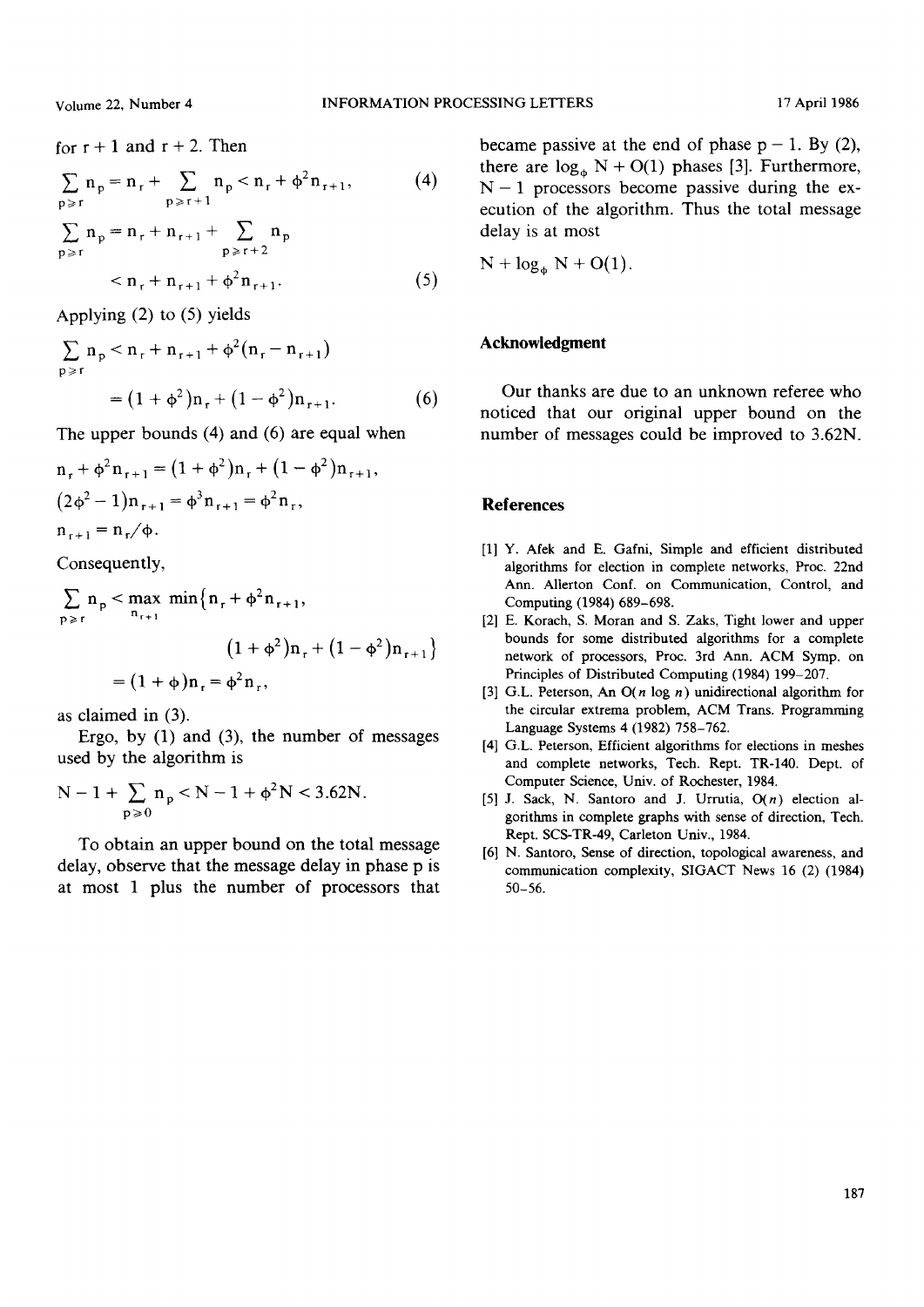for r + 1 and r + 2. Then

$$\sum_{p \geqslant r} n_p = n_r + \sum_{p \geqslant r+1} n_p < n_r + \phi^2 n_{r+1}, \tag{4}$$

$$\sum_{p \geqslant r} n_p = n_r + n_{r+1} + \sum_{p \geqslant r+2} n_p$$

$$< n_r + n_{r+1} + \phi^2 n_{r+1}. \tag{5}$$

Applying (2) to (5) yields

$$\sum_{p \geqslant r} n_p < n_r + n_{r+1} + \phi^2 (n_r - n_{r+1})$$

$$= (1 + \phi^2) n_r + (1 - \phi^2) n_{r+1}. \tag{6}$$

The upper bounds (4) and (6) are equal when

$$n_r + \phi^2 n_{r+1} = (1 + \phi^2) n_r + (1 - \phi^2) n_{r+1},$$

$$(2\phi^2 - 1) n_{r+1} = \phi^3 n_{r+1} = \phi^2 n_r,$$

$$n_{r+1} = n_r / \phi.$$

Consequently,

$$\sum_{p \geqslant r} n_p < \max_{n_{r+1}} \min\{ n_r + \phi^2 n_{r+1},$$

$$(1 + \phi^2) n_r + (1 - \phi^2) n_{r+1} \}$$

$$= (1 + \phi) n_r = \phi^2 n_r,$$

as claimed in (3).

Ergo, by (1) and (3), the number of messages used by the algorithm is

$$N - 1 + \sum_{p \geqslant 0} n_p < N - 1 + \phi^2 N < 3.62N.$$

To obtain an upper bound on the total message delay, observe that the message delay in phase p is at most 1 plus the number of processors that became passive at the end of phase p − 1. By (2), there are $\log_\phi N + O(1)$ phases [3]. Furthermore, N − 1 processors become passive during the execution of the algorithm. Thus the total message delay is at most

$$N + \log_\phi N + O(1).$$

## Acknowledgment

Our thanks are due to an unknown referee who noticed that our original upper bound on the number of messages could be improved to 3.62N.

## References

[1] Y. Afek and E. Gafni, Simple and efficient distributed algorithms for election in complete networks, Proc. 22nd Ann. Allerton Conf. on Communication, Control, and Computing (1984) 689–698.

[2] E. Korach, S. Moran and S. Zaks, Tight lower and upper bounds for some distributed algorithms for a complete network of processors, Proc. 3rd Ann. ACM Symp. on Principles of Distributed Computing (1984) 199–207.

[3] G.L. Peterson, An $O(n \log n)$ unidirectional algorithm for the circular extrema problem, ACM Trans. Programming Language Systems 4 (1982) 758–762.

[4] G.L. Peterson, Efficient algorithms for elections in meshes and complete networks, Tech. Rept. TR-140. Dept. of Computer Science, Univ. of Rochester, 1984.

[5] J. Sack, N. Santoro and J. Urrutia, $O(n)$ election algorithms in complete graphs with sense of direction, Tech. Rept. SCS-TR-49, Carleton Univ., 1984.

[6] N. Santoro, Sense of direction, topological awareness, and communication complexity, SIGACT News 16 (2) (1984) 50–56.